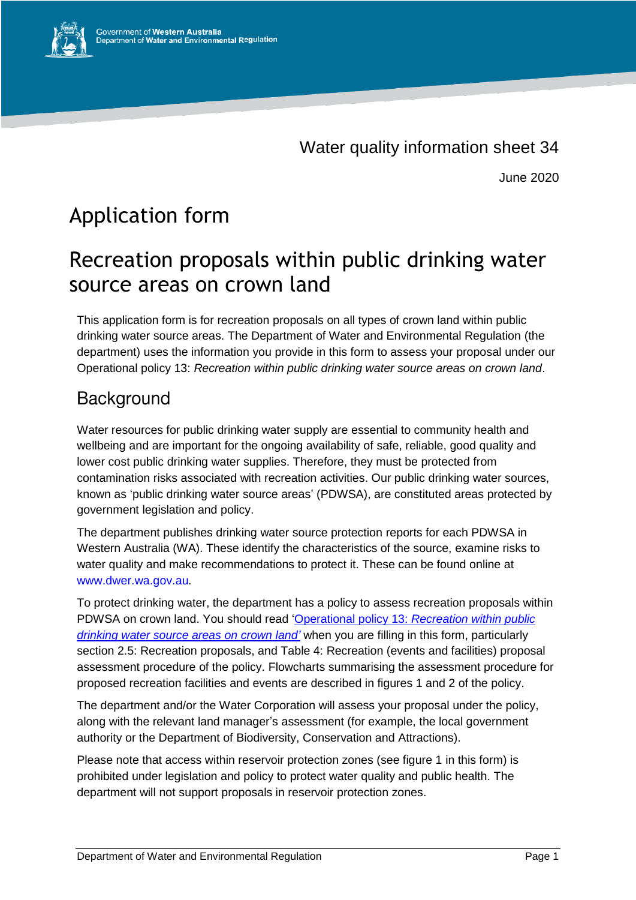Water quality information sheet 34

June 2020

# Application form

# Recreation proposals within public drinking water source areas on crown land

This application form is for recreation proposals on all types of crown land within public drinking water source areas. The Department of Water and Environmental Regulation (the department) uses the information you provide in this form to assess your proposal under our Operational policy 13: *Recreation within public drinking water source areas on crown land*.

## Background

Water resources for public drinking water supply are essential to community health and wellbeing and are important for the ongoing availability of safe, reliable, good quality and lower cost public drinking water supplies. Therefore, they must be protected from contamination risks associated with recreation activities. Our public drinking water sources, known as 'public drinking water source areas' (PDWSA), are constituted areas protected by government legislation and policy.

The department publishes drinking water source protection reports for each PDWSA in Western Australia (WA). These identify the characteristics of the source, examine risks to water quality and make recommendations to protect it. These can be found online at www.dwer.wa.gov.au.

To protect drinking water, the department has a policy to assess recreation proposals within PDWSA on crown land. You should read 'Operational policy 13: *Recreation within public drinking water source areas on crown land'* when you are filling in this form, particularly section 2.5: Recreation proposals, and Table 4: Recreation (events and facilities) proposal assessment procedure of the policy. Flowcharts summarising the assessment procedure for proposed recreation facilities and events are described in figures 1 and 2 of the policy.

The department and/or the Water Corporation will assess your proposal under the policy, along with the relevant land manager's assessment (for example, the local government authority or the Department of Biodiversity, Conservation and Attractions).

Please note that access within reservoir protection zones (see figure 1 in this form) is prohibited under legislation and policy to protect water quality and public health. The department will not support proposals in reservoir protection zones.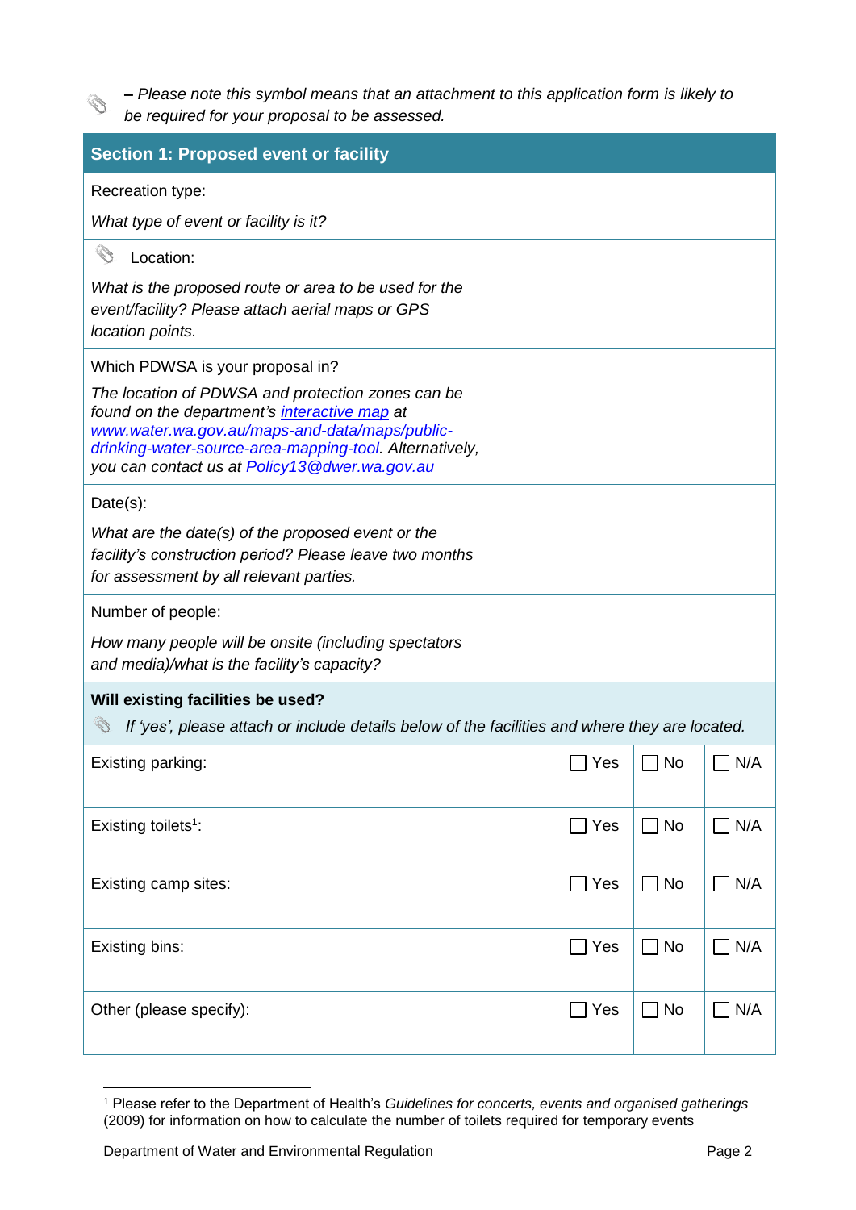📎 *– Please note this symbol means that an attachment to this application form is likely to be required for your proposal to be assessed.*

| Section 1: Proposed event or facility | |
|---|---|
| Recreation type:<br><br>*What type of event or facility is it?* | |
| 📎 Location:<br><br>*What is the proposed route or area to be used for the event/facility? Please attach aerial maps or GPS location points.* | |
| Which PDWSA is your proposal in?<br><br>*The location of PDWSA and protection zones can be found on the department's [interactive map](www.water.wa.gov.au/maps-and-data/maps/public-drinking-water-source-area-mapping-tool) at www.water.wa.gov.au/maps-and-data/maps/public-drinking-water-source-area-mapping-tool. Alternatively, you can contact us at Policy13@dwer.wa.gov.au* | |
| Date(s):<br><br>*What are the date(s) of the proposed event or the facility's construction period? Please leave two months for assessment by all relevant parties.* | |
| Number of people:<br><br>*How many people will be onsite (including spectators and media)/what is the facility's capacity?* | |

**Will existing facilities be used?**

📎 *If 'yes', please attach or include details below of the facilities and where they are located.*

| Facility | Yes | No | N/A |
|---|---|---|---|
| Existing parking: | ☐ Yes | ☐ No | ☐ N/A |
| Existing toilets[1]: | ☐ Yes | ☐ No | ☐ N/A |
| Existing camp sites: | ☐ Yes | ☐ No | ☐ N/A |
| Existing bins: | ☐ Yes | ☐ No | ☐ N/A |
| Other (please specify): | ☐ Yes | ☐ No | ☐ N/A |

[1] Please refer to the Department of Health's *Guidelines for concerts, events and organised gatherings* (2009) for information on how to calculate the number of toilets required for temporary events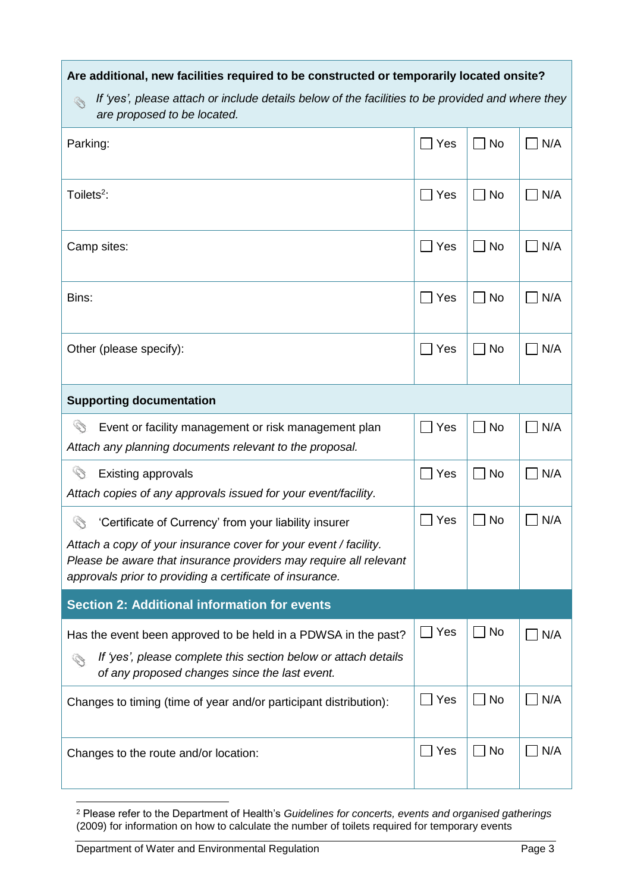| Are additional, new facilities required to be constructed or temporarily located onsite? *If 'yes', please attach or include details below of the facilities to be provided and where they are proposed to be located.* | | | |
|---|---|---|---|
| Parking: | ☐ Yes | ☐ No | ☐ N/A |
| Toilets[2]: | ☐ Yes | ☐ No | ☐ N/A |
| Camp sites: | ☐ Yes | ☐ No | ☐ N/A |
| Bins: | ☐ Yes | ☐ No | ☐ N/A |
| Other (please specify): | ☐ Yes | ☐ No | ☐ N/A |
| **Supporting documentation** | | | |
| Event or facility management or risk management plan<br>*Attach any planning documents relevant to the proposal.* | ☐ Yes | ☐ No | ☐ N/A |
| Existing approvals<br>*Attach copies of any approvals issued for your event/facility.* | ☐ Yes | ☐ No | ☐ N/A |
| 'Certificate of Currency' from your liability insurer<br>*Attach a copy of your insurance cover for your event / facility. Please be aware that insurance providers may require all relevant approvals prior to providing a certificate of insurance.* | ☐ Yes | ☐ No | ☐ N/A |

## Section 2: Additional information for events

| Has the event been approved to be held in a PDWSA in the past? *If 'yes', please complete this section below or attach details of any proposed changes since the last event.* | ☐ Yes | ☐ No | ☐ N/A |
|---|---|---|---|
| Changes to timing (time of year and/or participant distribution): | ☐ Yes | ☐ No | ☐ N/A |
| Changes to the route and/or location: | ☐ Yes | ☐ No | ☐ N/A |

[2] Please refer to the Department of Health's *Guidelines for concerts, events and organised gatherings* (2009) for information on how to calculate the number of toilets required for temporary events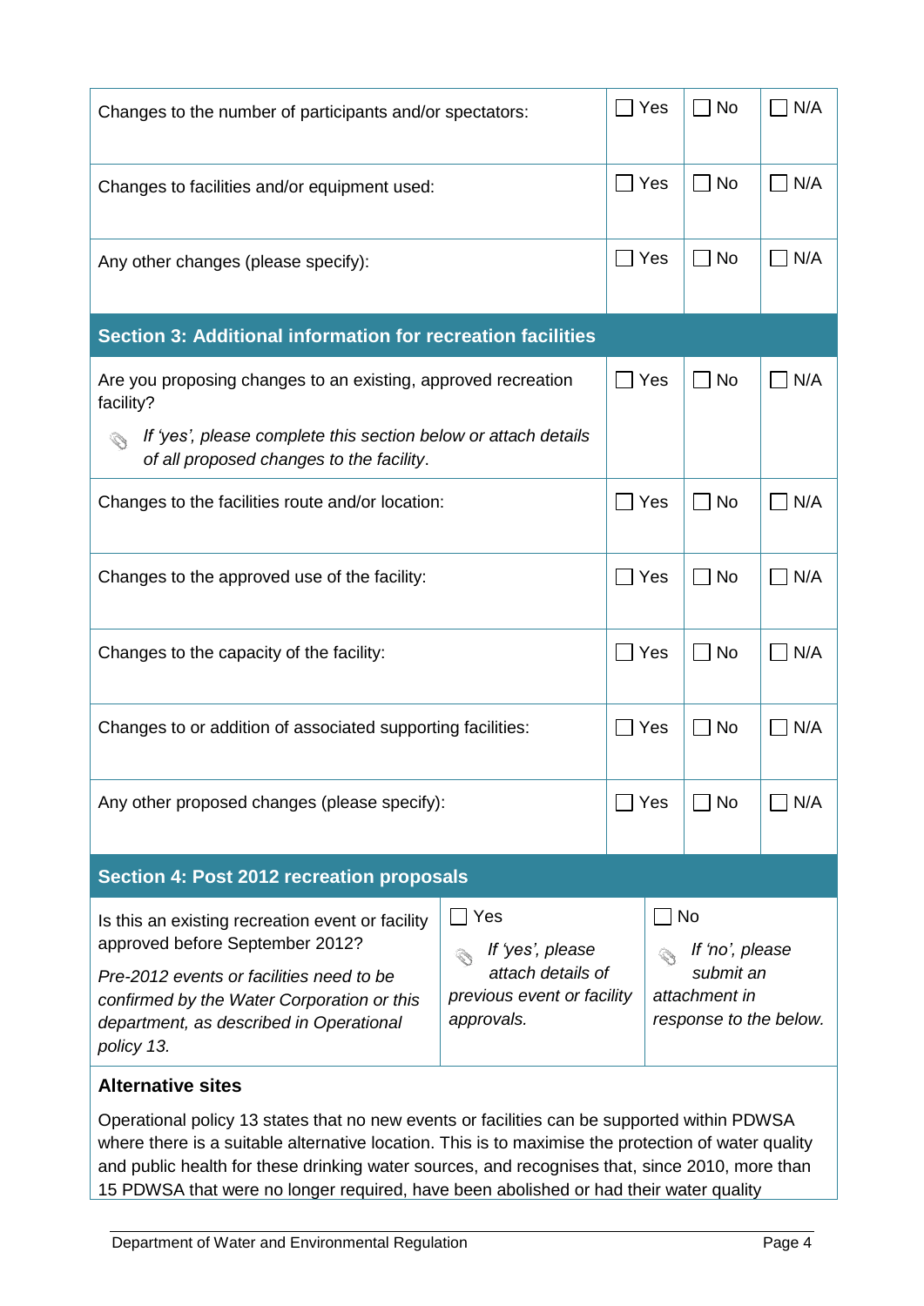| | | | |
|---|---|---|---|
| Changes to the number of participants and/or spectators: | ☐ Yes | ☐ No | ☐ N/A |
| Changes to facilities and/or equipment used: | ☐ Yes | ☐ No | ☐ N/A |
| Any other changes (please specify): | ☐ Yes | ☐ No | ☐ N/A |

## Section 3: Additional information for recreation facilities

| | | | |
|---|---|---|---|
| Are you proposing changes to an existing, approved recreation facility? *If 'yes', please complete this section below or attach details of all proposed changes to the facility.* | ☐ Yes | ☐ No | ☐ N/A |
| Changes to the facilities route and/or location: | ☐ Yes | ☐ No | ☐ N/A |
| Changes to the approved use of the facility: | ☐ Yes | ☐ No | ☐ N/A |
| Changes to the capacity of the facility: | ☐ Yes | ☐ No | ☐ N/A |
| Changes to or addition of associated supporting facilities: | ☐ Yes | ☐ No | ☐ N/A |
| Any other proposed changes (please specify): | ☐ Yes | ☐ No | ☐ N/A |

## Section 4: Post 2012 recreation proposals

| | | |
|---|---|---|
| Is this an existing recreation event or facility approved before September 2012? *Pre-2012 events or facilities need to be confirmed by the Water Corporation or this department, as described in Operational policy 13.* | ☐ Yes *If 'yes', please attach details of previous event or facility approvals.* | ☐ No *If 'no', please submit an attachment in response to the below.* |

**Alternative sites**

Operational policy 13 states that no new events or facilities can be supported within PDWSA where there is a suitable alternative location. This is to maximise the protection of water quality and public health for these drinking water sources, and recognises that, since 2010, more than 15 PDWSA that were no longer required, have been abolished or had their water quality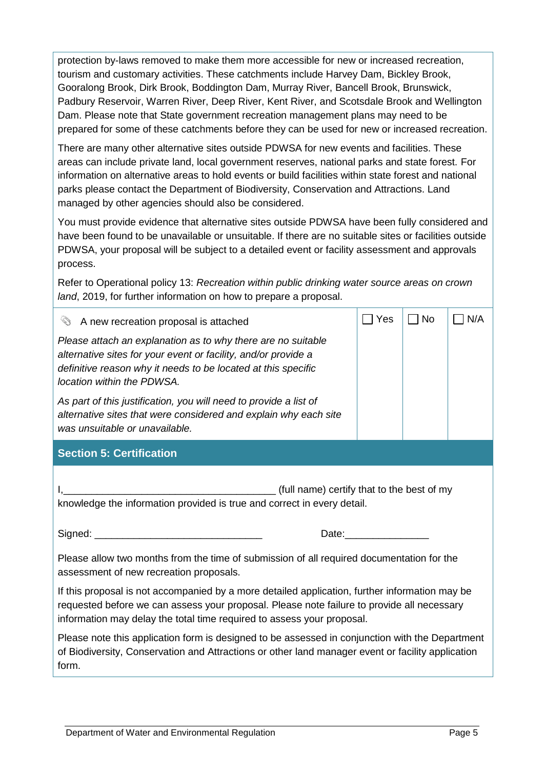protection by-laws removed to make them more accessible for new or increased recreation, tourism and customary activities. These catchments include Harvey Dam, Bickley Brook, Gooralong Brook, Dirk Brook, Boddington Dam, Murray River, Bancell Brook, Brunswick, Padbury Reservoir, Warren River, Deep River, Kent River, and Scotsdale Brook and Wellington Dam. Please note that State government recreation management plans may need to be prepared for some of these catchments before they can be used for new or increased recreation.

There are many other alternative sites outside PDWSA for new events and facilities. These areas can include private land, local government reserves, national parks and state forest. For information on alternative areas to hold events or build facilities within state forest and national parks please contact the Department of Biodiversity, Conservation and Attractions. Land managed by other agencies should also be considered.

You must provide evidence that alternative sites outside PDWSA have been fully considered and have been found to be unavailable or unsuitable. If there are no suitable sites or facilities outside PDWSA, your proposal will be subject to a detailed event or facility assessment and approvals process.

Refer to Operational policy 13: *Recreation within public drinking water source areas on crown land*, 2019, for further information on how to prepare a proposal.

| A new recreation proposal is attached | ☐ Yes | ☐ No | ☐ N/A |
|---|---|---|---|
| *Please attach an explanation as to why there are no suitable alternative sites for your event or facility, and/or provide a definitive reason why it needs to be located at this specific location within the PDWSA.*<br><br>*As part of this justification, you will need to provide a list of alternative sites that were considered and explain why each site was unsuitable or unavailable.* | | | |

## Section 5: Certification

I,______________________________________ (full name) certify that to the best of my knowledge the information provided is true and correct in every detail.

Signed: ______________________________ Date:_______________

Please allow two months from the time of submission of all required documentation for the assessment of new recreation proposals.

If this proposal is not accompanied by a more detailed application, further information may be requested before we can assess your proposal. Please note failure to provide all necessary information may delay the total time required to assess your proposal.

Please note this application form is designed to be assessed in conjunction with the Department of Biodiversity, Conservation and Attractions or other land manager event or facility application form.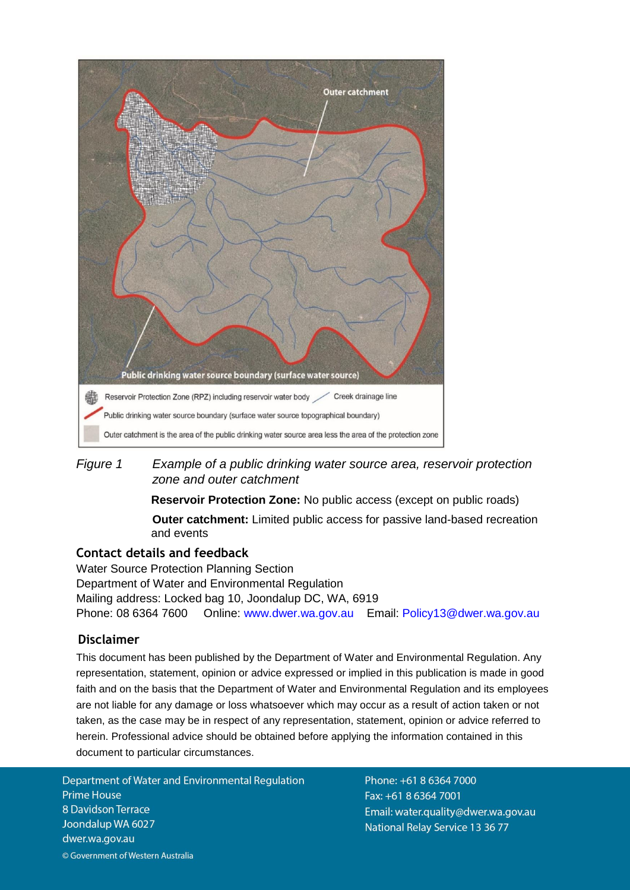Outer catchment

Public drinking water source boundary (surface water source)

Reservoir Protection Zone (RPZ) including reservoir water body

Creek drainage line

Public drinking water source boundary (surface water source topographical boundary)

Outer catchment is the area of the public drinking water source area less the area of the protection zone

*Figure 1 Example of a public drinking water source area, reservoir protection zone and outer catchment*

**Reservoir Protection Zone:** No public access (except on public roads)

**Outer catchment:** Limited public access for passive land-based recreation and events

## Contact details and feedback

Water Source Protection Planning Section
Department of Water and Environmental Regulation
Mailing address: Locked bag 10, Joondalup DC, WA, 6919
Phone: 08 6364 7600 Online: www.dwer.wa.gov.au Email: Policy13@dwer.wa.gov.au

## Disclaimer

This document has been published by the Department of Water and Environmental Regulation. Any representation, statement, opinion or advice expressed or implied in this publication is made in good faith and on the basis that the Department of Water and Environmental Regulation and its employees are not liable for any damage or loss whatsoever which may occur as a result of action taken or not taken, as the case may be in respect of any representation, statement, opinion or advice referred to herein. Professional advice should be obtained before applying the information contained in this document to particular circumstances.

Department of Water and Environmental Regulation
Prime House
8 Davidson Terrace
Joondalup WA 6027
dwer.wa.gov.au
© Government of Western Australia

Phone: +61 8 6364 7000
Fax: +61 8 6364 7001
Email: water.quality@dwer.wa.gov.au
National Relay Service 13 36 77